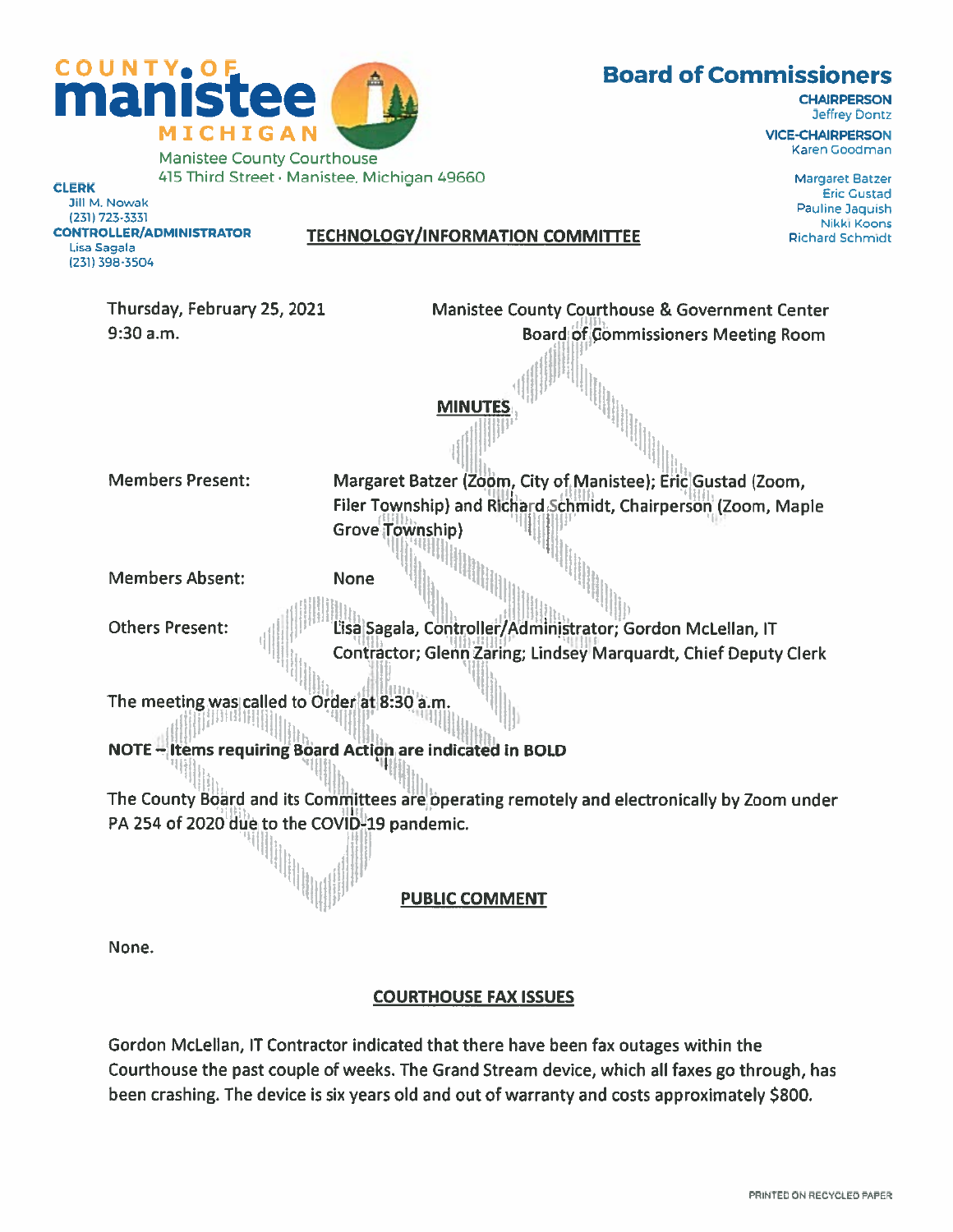# COUNTY OF manistee MICHIGAN

Manistee County Courthouse
415 Third Street · Manistee, Michigan 49660

**CLERK**
Jill M. Nowak
(231) 723-3331

**CONTROLLER/ADMINISTRATOR**
Lisa Sagala
(231) 398-3504

## Board of Commissioners

**CHAIRPERSON**
Jeffrey Dontz

**VICE-CHAIRPERSON**
Karen Goodman

Margaret Batzer
Eric Gustad
Pauline Jaquish
Nikki Koons
Richard Schmidt

## TECHNOLOGY/INFORMATION COMMITTEE

Thursday, February 25, 2021
9:30 a.m.

Manistee County Courthouse & Government Center
Board of Commissioners Meeting Room

### MINUTES

Members Present: Margaret Batzer (Zoom, City of Manistee); Eric Gustad (Zoom, Filer Township) and Richard Schmidt, Chairperson (Zoom, Maple Grove Township)

Members Absent: None

Others Present: Lisa Sagala, Controller/Administrator; Gordon McLellan, IT Contractor; Glenn Zaring; Lindsey Marquardt, Chief Deputy Clerk

The meeting was called to Order at 8:30 a.m.

**NOTE – Items requiring Board Action are indicated in BOLD**

The County Board and its Committees are operating remotely and electronically by Zoom under PA 254 of 2020 due to the COVID-19 pandemic.

### PUBLIC COMMENT

None.

### COURTHOUSE FAX ISSUES

Gordon McLellan, IT Contractor indicated that there have been fax outages within the Courthouse the past couple of weeks. The Grand Stream device, which all faxes go through, has been crashing. The device is six years old and out of warranty and costs approximately $800.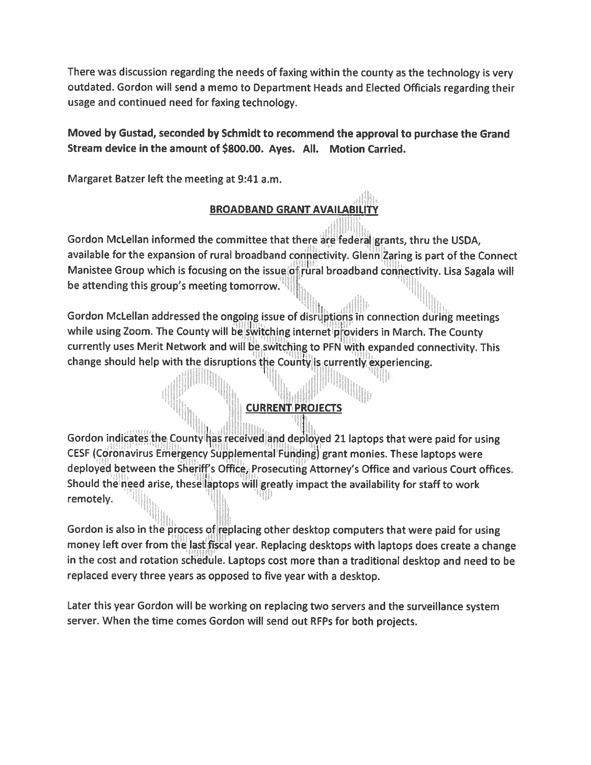There was discussion regarding the needs of faxing within the county as the technology is very outdated. Gordon will send a memo to Department Heads and Elected Officials regarding their usage and continued need for faxing technology.

**Moved by Gustad, seconded by Schmidt to recommend the approval to purchase the Grand Stream device in the amount of $800.00. Ayes. All. Motion Carried.**

Margaret Batzer left the meeting at 9:41 a.m.

**BROADBAND GRANT AVAILABILITY**

Gordon McLellan informed the committee that there are federal grants, thru the USDA, available for the expansion of rural broadband connectivity. Glenn Zaring is part of the Connect Manistee Group which is focusing on the issue of rural broadband connectivity. Lisa Sagala will be attending this group's meeting tomorrow.

Gordon McLellan addressed the ongoing issue of disruptions in connection during meetings while using Zoom. The County will be switching internet providers in March. The County currently uses Merit Network and will be switching to PFN with expanded connectivity. This change should help with the disruptions the County is currently experiencing.

**CURRENT PROJECTS**

Gordon indicates the County has received and deployed 21 laptops that were paid for using CESF (Coronavirus Emergency Supplemental Funding) grant monies. These laptops were deployed between the Sheriff's Office, Prosecuting Attorney's Office and various Court offices. Should the need arise, these laptops will greatly impact the availability for staff to work remotely.

Gordon is also in the process of replacing other desktop computers that were paid for using money left over from the last fiscal year. Replacing desktops with laptops does create a change in the cost and rotation schedule. Laptops cost more than a traditional desktop and need to be replaced every three years as opposed to five year with a desktop.

Later this year Gordon will be working on replacing two servers and the surveillance system server. When the time comes Gordon will send out RFPs for both projects.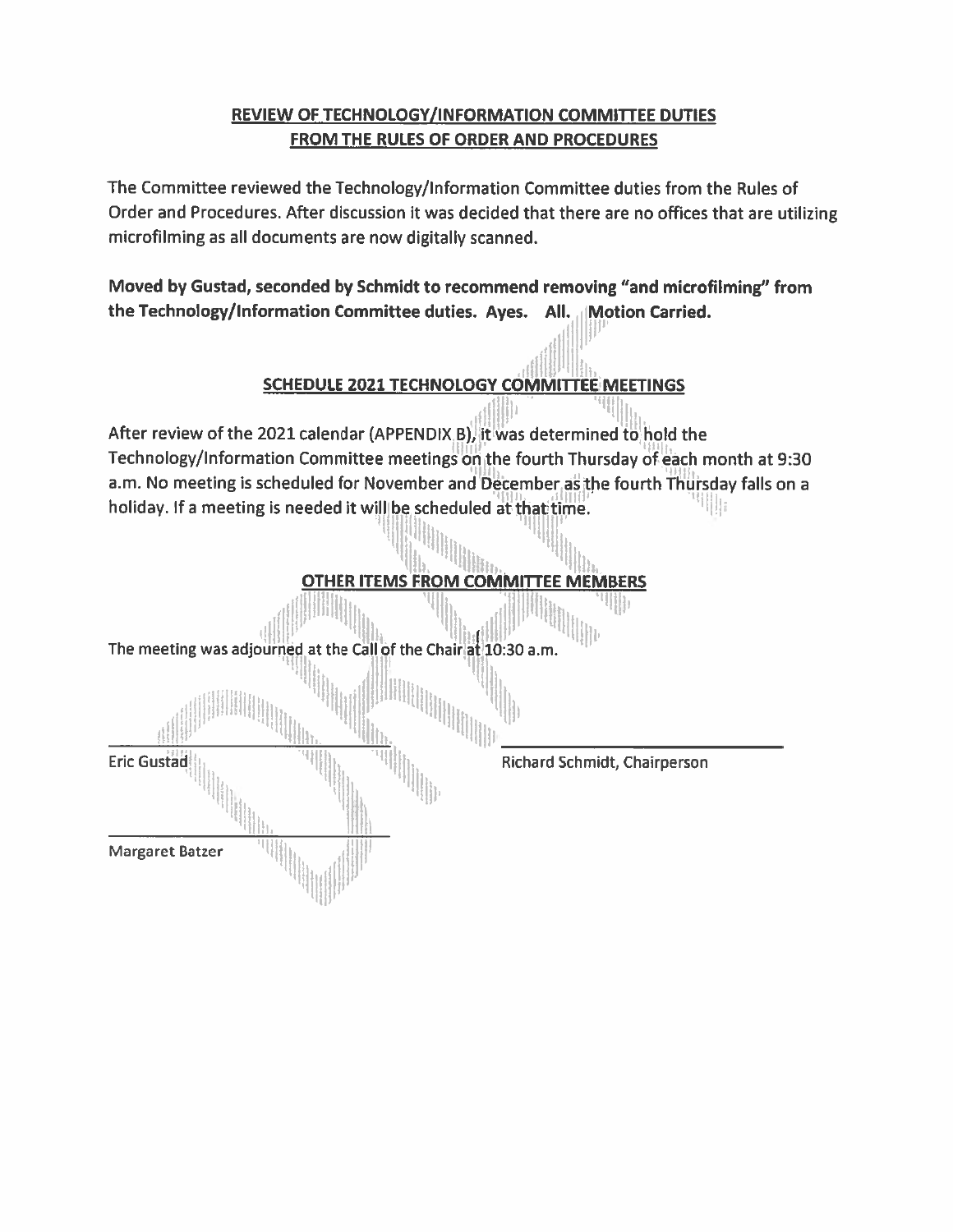## REVIEW OF TECHNOLOGY/INFORMATION COMMITTEE DUTIES FROM THE RULES OF ORDER AND PROCEDURES

The Committee reviewed the Technology/Information Committee duties from the Rules of Order and Procedures. After discussion it was decided that there are no offices that are utilizing microfilming as all documents are now digitally scanned.

**Moved by Gustad, seconded by Schmidt to recommend removing "and microfilming" from the Technology/Information Committee duties. Ayes. All. Motion Carried.**

## SCHEDULE 2021 TECHNOLOGY COMMITTEE MEETINGS

After review of the 2021 calendar (APPENDIX B), it was determined to hold the Technology/Information Committee meetings on the fourth Thursday of each month at 9:30 a.m. No meeting is scheduled for November and December as the fourth Thursday falls on a holiday. If a meeting is needed it will be scheduled at that time.

## OTHER ITEMS FROM COMMITTEE MEMBERS

The meeting was adjourned at the Call of the Chair at 10:30 a.m.

\_\_\_\_\_\_\_\_\_\_\_\_\_\_\_\_\_\_\_\_\_\_\_\_\_\_\_\_\_\_
Eric Gustad

\_\_\_\_\_\_\_\_\_\_\_\_\_\_\_\_\_\_\_\_\_\_\_\_\_\_\_\_\_\_
Richard Schmidt, Chairperson

\_\_\_\_\_\_\_\_\_\_\_\_\_\_\_\_\_\_\_\_\_\_\_\_\_\_\_\_\_\_
Margaret Batzer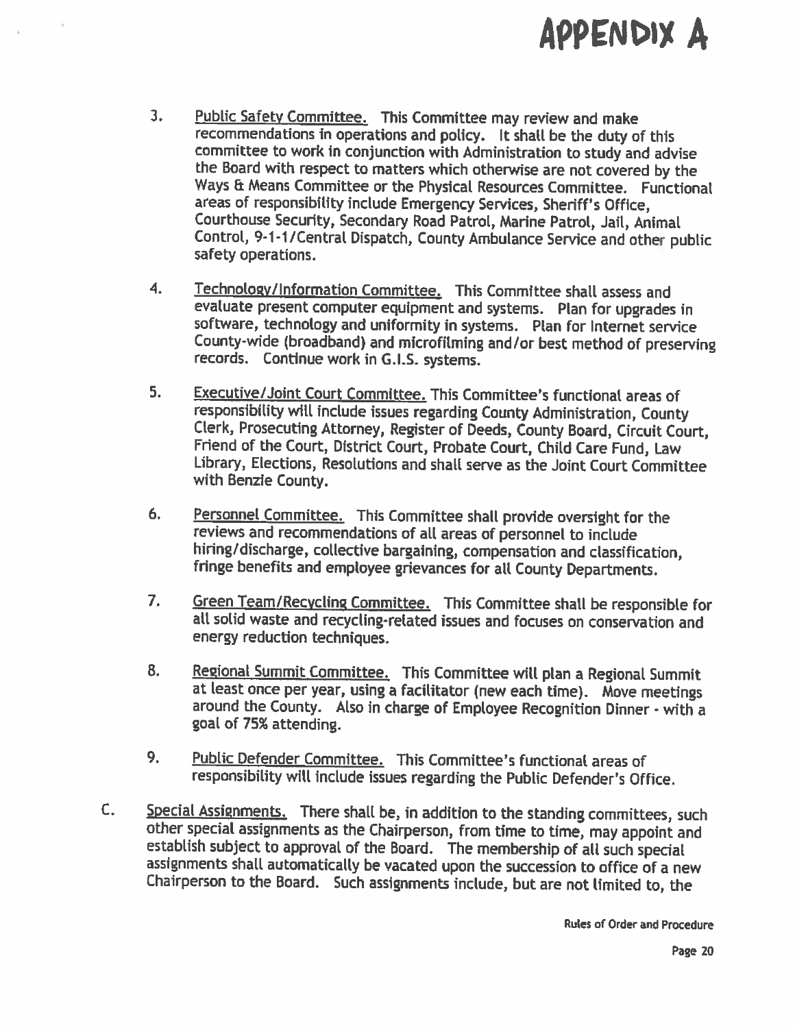# APPENDIX A

3. Public Safety Committee. This Committee may review and make recommendations in operations and policy. It shall be the duty of this committee to work in conjunction with Administration to study and advise the Board with respect to matters which otherwise are not covered by the Ways & Means Committee or the Physical Resources Committee. Functional areas of responsibility include Emergency Services, Sheriff's Office, Courthouse Security, Secondary Road Patrol, Marine Patrol, Jail, Animal Control, 9-1-1/Central Dispatch, County Ambulance Service and other public safety operations.

4. Technology/Information Committee. This Committee shall assess and evaluate present computer equipment and systems. Plan for upgrades in software, technology and uniformity in systems. Plan for Internet service County-wide (broadband) and microfilming and/or best method of preserving records. Continue work in G.I.S. systems.

5. Executive/Joint Court Committee. This Committee's functional areas of responsibility will include issues regarding County Administration, County Clerk, Prosecuting Attorney, Register of Deeds, County Board, Circuit Court, Friend of the Court, District Court, Probate Court, Child Care Fund, Law Library, Elections, Resolutions and shall serve as the Joint Court Committee with Benzie County.

6. Personnel Committee. This Committee shall provide oversight for the reviews and recommendations of all areas of personnel to include hiring/discharge, collective bargaining, compensation and classification, fringe benefits and employee grievances for all County Departments.

7. Green Team/Recycling Committee. This Committee shall be responsible for all solid waste and recycling-related issues and focuses on conservation and energy reduction techniques.

8. Regional Summit Committee. This Committee will plan a Regional Summit at least once per year, using a facilitator (new each time). Move meetings around the County. Also in charge of Employee Recognition Dinner - with a goal of 75% attending.

9. Public Defender Committee. This Committee's functional areas of responsibility will include issues regarding the Public Defender's Office.

C. Special Assignments. There shall be, in addition to the standing committees, such other special assignments as the Chairperson, from time to time, may appoint and establish subject to approval of the Board. The membership of all such special assignments shall automatically be vacated upon the succession to office of a new Chairperson to the Board. Such assignments include, but are not limited to, the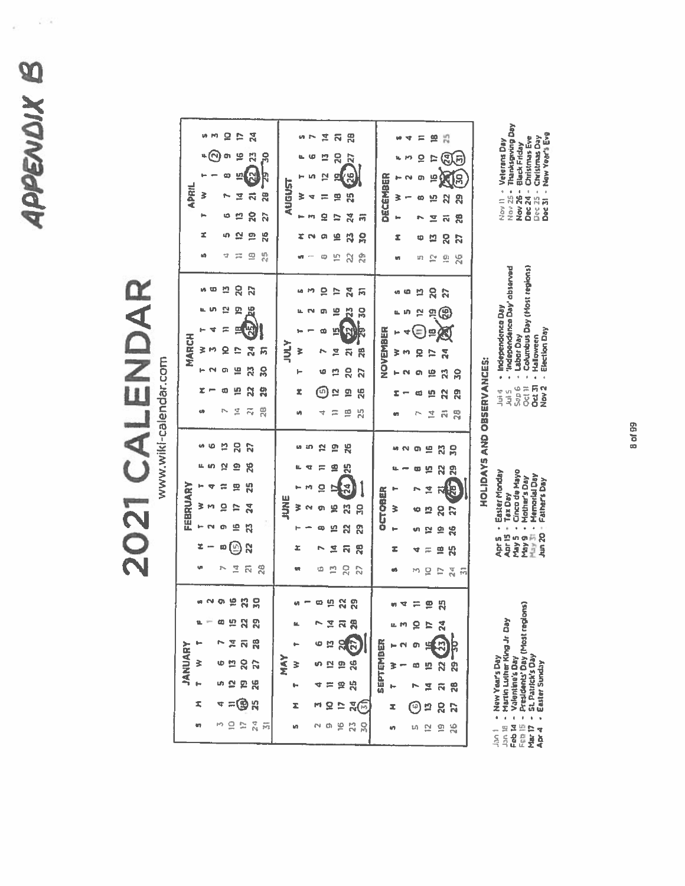# APPENDIX B

# 2021 CALENDAR

www.wiki-calendar.com

## JANUARY

| S | M | T | W | T | F | S |
|---|---|---|---|---|---|---|
| | | | | | 1 | 2 |
| 3 | 4 | 5 | 6 | 7 | 8 | 9 |
| 10 | 11 | 12 | 13 | 14 | 15 | 16 |
| 17 | 18 | 19 | 20 | 21 | 22 | 23 |
| 24 | 25 | 26 | 27 | 28 | 29 | 30 |
| 31 | | | | | | |

## FEBRUARY

| S | M | T | W | T | F | S |
|---|---|---|---|---|---|---|
| | 1 | 2 | 3 | 4 | 5 | 6 |
| 7 | 8 | 9 | 10 | 11 | 12 | 13 |
| 14 | 15 | 16 | 17 | 18 | 19 | 20 |
| 21 | 22 | 23 | 24 | 25 | 26 | 27 |
| 28 | | | | | | |

## MARCH

| S | M | T | W | T | F | S |
|---|---|---|---|---|---|---|
| | 1 | 2 | 3 | 4 | 5 | 6 |
| 7 | 8 | 9 | 10 | 11 | 12 | 13 |
| 14 | 15 | 16 | 17 | 18 | 19 | 20 |
| 21 | 22 | 23 | 24 | 25 | 26 | 27 |
| 28 | 29 | 30 | 31 | | | |

## APRIL

| S | M | T | W | T | F | S |
|---|---|---|---|---|---|---|
| | | | | 1 | 2 | 3 |
| 4 | 5 | 6 | 7 | 8 | 9 | 10 |
| 11 | 12 | 13 | 14 | 15 | 16 | 17 |
| 18 | 19 | 20 | 21 | 22 | 23 | 24 |
| 25 | 26 | 27 | 28 | 29 | 30 | |

## MAY

| S | M | T | W | T | F | S |
|---|---|---|---|---|---|---|
| | | | | | | 1 |
| 2 | 3 | 4 | 5 | 6 | 7 | 8 |
| 9 | 10 | 11 | 12 | 13 | 14 | 15 |
| 16 | 17 | 18 | 19 | 20 | 21 | 22 |
| 23 | 24 | 25 | 26 | 27 | 28 | 29 |
| 30 | 31 | | | | | |

## JUNE

| S | M | T | W | T | F | S |
|---|---|---|---|---|---|---|
| | | 1 | 2 | 3 | 4 | 5 |
| 6 | 7 | 8 | 9 | 10 | 11 | 12 |
| 13 | 14 | 15 | 16 | 17 | 18 | 19 |
| 20 | 21 | 22 | 23 | 24 | 25 | 26 |
| 27 | 28 | 29 | 30 | | | |

## JULY

| S | M | T | W | T | F | S |
|---|---|---|---|---|---|---|
| | | | | 1 | 2 | 3 |
| 4 | 5 | 6 | 7 | 8 | 9 | 10 |
| 11 | 12 | 13 | 14 | 15 | 16 | 17 |
| 18 | 19 | 20 | 21 | 22 | 23 | 24 |
| 25 | 26 | 27 | 28 | 29 | 30 | 31 |

## AUGUST

| S | M | T | W | T | F | S |
|---|---|---|---|---|---|---|
| 1 | 2 | 3 | 4 | 5 | 6 | 7 |
| 8 | 9 | 10 | 11 | 12 | 13 | 14 |
| 15 | 16 | 17 | 18 | 19 | 20 | 21 |
| 22 | 23 | 24 | 25 | 26 | 27 | 28 |
| 29 | 30 | 31 | | | | |

## SEPTEMBER

| S | M | T | W | T | F | S |
|---|---|---|---|---|---|---|
| | | | 1 | 2 | 3 | 4 |
| 5 | 6 | 7 | 8 | 9 | 10 | 11 |
| 12 | 13 | 14 | 15 | 16 | 17 | 18 |
| 19 | 20 | 21 | 22 | 23 | 24 | 25 |
| 26 | 27 | 28 | 29 | 30 | | |

## OCTOBER

| S | M | T | W | T | F | S |
|---|---|---|---|---|---|---|
| | | | | | 1 | 2 |
| 3 | 4 | 5 | 6 | 7 | 8 | 9 |
| 10 | 11 | 12 | 13 | 14 | 15 | 16 |
| 17 | 18 | 19 | 20 | 21 | 22 | 23 |
| 24 | 25 | 26 | 27 | 28 | 29 | 30 |
| 31 | | | | | | |

## NOVEMBER

| S | M | T | W | T | F | S |
|---|---|---|---|---|---|---|
| | 1 | 2 | 3 | 4 | 5 | 6 |
| 7 | 8 | 9 | 10 | 11 | 12 | 13 |
| 14 | 15 | 16 | 17 | 18 | 19 | 20 |
| 21 | 22 | 23 | 24 | 25 | 26 | 27 |
| 28 | 29 | 30 | | | | |

## DECEMBER

| S | M | T | W | T | F | S |
|---|---|---|---|---|---|---|
| | | | 1 | 2 | 3 | 4 |
| 5 | 6 | 7 | 8 | 9 | 10 | 11 |
| 12 | 13 | 14 | 15 | 16 | 17 | 18 |
| 19 | 20 | 21 | 22 | 23 | 24 | 25 |
| 26 | 27 | 28 | 29 | 30 | 31 | |

## HOLIDAYS AND OBSERVANCES:

- Jan 1 - New Year's Day
- Jan 18 - Martin Luther King Jr Day
- Feb 14 - Valentine's Day
- Feb 15 - Presidents' Day (Most regions)
- Mar 17 - St. Patrick's Day
- Apr 4 - Easter Sunday
- Apr 5 - Easter Monday
- Apr 15 - Tax Day
- May 5 - Cinco de Mayo
- May 9 - Mother's Day
- May 31 - Memorial Day
- Jun 20 - Father's Day
- Jul 4 - Independence Day
- Jul 5 - 'Independence Day' observed
- Sep 6 - Labor Day
- Oct 11 - Columbus Day (Most regions)
- Oct 31 - Halloween
- Nov 2 - Election Day
- Nov 11 - Veterans Day
- Nov 25 - Thanksgiving Day
- Nov 26 - Black Friday
- Dec 24 - Christmas Eve
- Dec 25 - Christmas Day
- Dec 31 - New Year's Eve